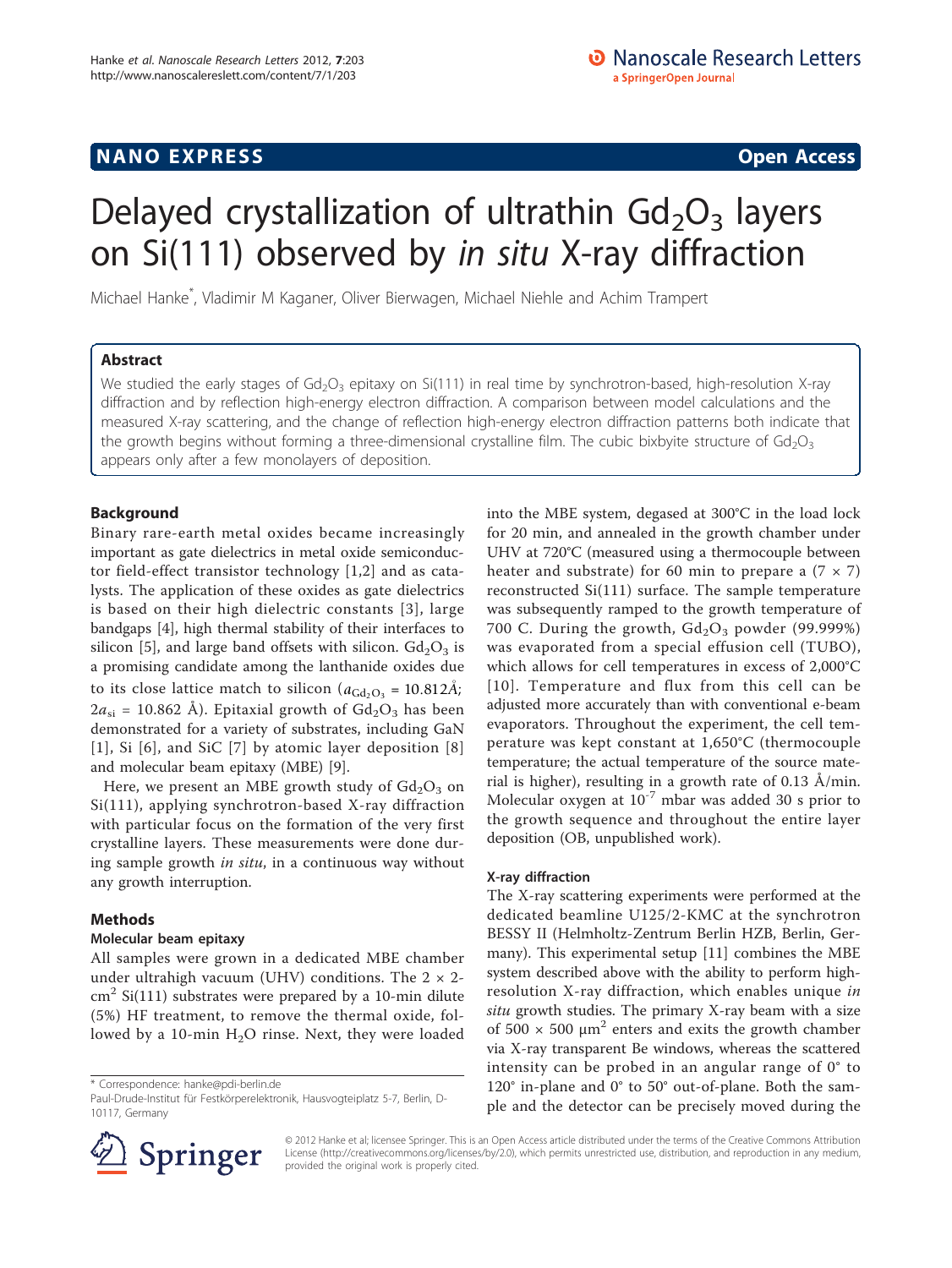NANO EXPRESS Open Access

# Delayed crystallization of ultrathin $Gd_2O_3$ layers on Si(111) observed by *in situ* X-ray diffraction

Michael Hanke*, Vladimir M Kaganer, Oliver Bierwagen, Michael Niehle and Achim Trampert

## Abstract

We studied the early stages of $Gd_2O_3$ epitaxy on Si(111) in real time by synchrotron-based, high-resolution X-ray diffraction and by reflection high-energy electron diffraction. A comparison between model calculations and the measured X-ray scattering, and the change of reflection high-energy electron diffraction patterns both indicate that the growth begins without forming a three-dimensional crystalline film. The cubic bixbyite structure of $Gd_2O_3$ appears only after a few monolayers of deposition.

## Background

Binary rare-earth metal oxides became increasingly important as gate dielectrics in metal oxide semiconductor field-effect transistor technology [1,2] and as catalysts. The application of these oxides as gate dielectrics is based on their high dielectric constants [3], large bandgaps [4], high thermal stability of their interfaces to silicon [5], and large band offsets with silicon. $Gd_2O_3$ is a promising candidate among the lanthanide oxides due to its close lattice match to silicon ($a_{Gd_2O_3}$ = 10.812Å; $2a_{Si}$ = 10.862 Å). Epitaxial growth of $Gd_2O_3$ has been demonstrated for a variety of substrates, including GaN [1], Si [6], and SiC [7] by atomic layer deposition [8] and molecular beam epitaxy (MBE) [9].

Here, we present an MBE growth study of $Gd_2O_3$ on Si(111), applying synchrotron-based X-ray diffraction with particular focus on the formation of the very first crystalline layers. These measurements were done during sample growth *in situ*, in a continuous way without any growth interruption.

## Methods

### Molecular beam epitaxy

All samples were grown in a dedicated MBE chamber under ultrahigh vacuum (UHV) conditions. The 2 × 2-$cm^2$ Si(111) substrates were prepared by a 10-min dilute (5%) HF treatment, to remove the thermal oxide, followed by a 10-min $H_2O$ rinse. Next, they were loaded into the MBE system, degased at 300°C in the load lock for 20 min, and annealed in the growth chamber under UHV at 720°C (measured using a thermocouple between heater and substrate) for 60 min to prepare a (7 × 7) reconstructed Si(111) surface. The sample temperature was subsequently ramped to the growth temperature of 700 C. During the growth, $Gd_2O_3$ powder (99.999%) was evaporated from a special effusion cell (TUBO), which allows for cell temperatures in excess of 2,000°C [10]. Temperature and flux from this cell can be adjusted more accurately than with conventional e-beam evaporators. Throughout the experiment, the cell temperature was kept constant at 1,650°C (thermocouple temperature; the actual temperature of the source material is higher), resulting in a growth rate of 0.13 Å/min. Molecular oxygen at $10^{-7}$ mbar was added 30 s prior to the growth sequence and throughout the entire layer deposition (OB, unpublished work).

### X-ray diffraction

The X-ray scattering experiments were performed at the dedicated beamline U125/2-KMC at the synchrotron BESSY II (Helmholtz-Zentrum Berlin HZB, Berlin, Germany). This experimental setup [11] combines the MBE system described above with the ability to perform high-resolution X-ray diffraction, which enables unique *in situ* growth studies. The primary X-ray beam with a size of 500 × 500 $\mu m^2$ enters and exits the growth chamber via X-ray transparent Be windows, whereas the scattered intensity can be probed in an angular range of 0° to 120° in-plane and 0° to 50° out-of-plane. Both the sample and the detector can be precisely moved during the

* Correspondence: hanke@pdi-berlin.de
Paul-Drude-Institut für Festkörperelektronik, Hausvogteiplatz 5-7, Berlin, D-10117, Germany

© 2012 Hanke et al; licensee Springer. This is an Open Access article distributed under the terms of the Creative Commons Attribution License (http://creativecommons.org/licenses/by/2.0), which permits unrestricted use, distribution, and reproduction in any medium, provided the original work is properly cited.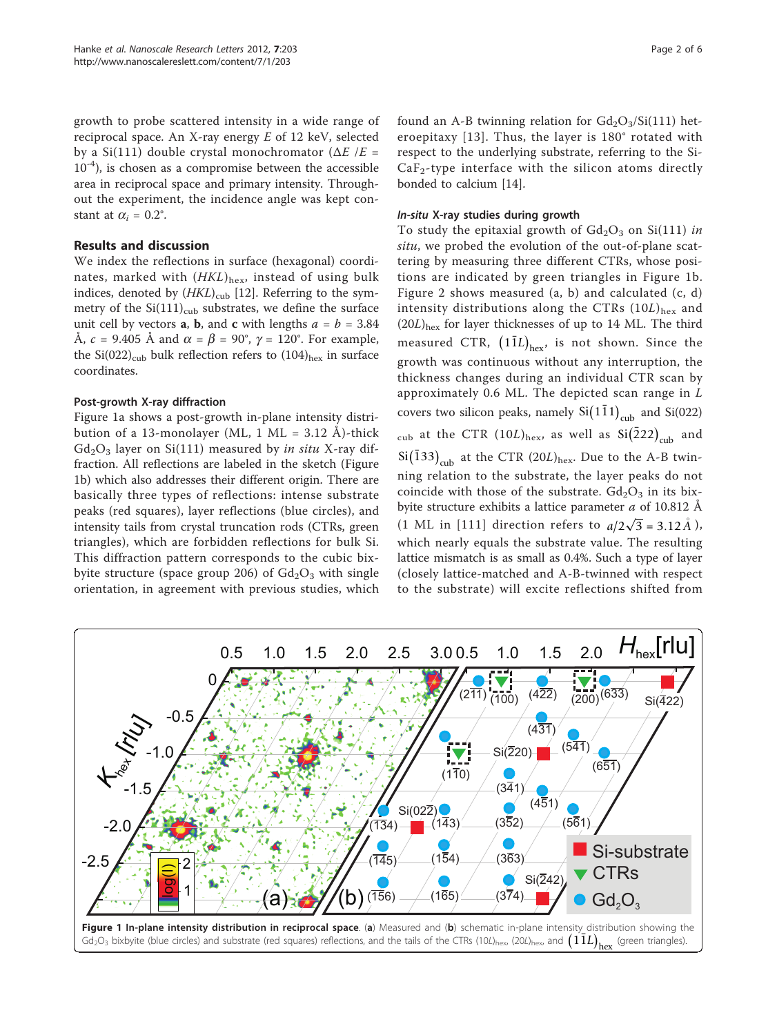growth to probe scattered intensity in a wide range of reciprocal space. An X-ray energy $E$ of 12 keV, selected by a Si(111) double crystal monochromator ($\Delta E/E = 10^{-4}$), is chosen as a compromise between the accessible area in reciprocal space and primary intensity. Throughout the experiment, the incidence angle was kept constant at $\alpha_i = 0.2°$.

## Results and discussion

We index the reflections in surface (hexagonal) coordinates, marked with $(HKL)_{hex}$, instead of using bulk indices, denoted by $(HKL)_{cub}$ [12]. Referring to the symmetry of the $Si(111)_{cub}$ substrates, we define the surface unit cell by vectors **a**, **b**, and **c** with lengths $a = b = 3.84$ Å, $c = 9.405$ Å and $\alpha = \beta = 90°$, $\gamma = 120°$. For example, the $Si(022)_{cub}$ bulk reflection refers to $(104)_{hex}$ in surface coordinates.

### Post-growth X-ray diffraction

Figure 1a shows a post-growth in-plane intensity distribution of a 13-monolayer (ML, 1 ML = 3.12 Å)-thick $Gd_2O_3$ layer on Si(111) measured by *in situ* X-ray diffraction. All reflections are labeled in the sketch (Figure 1b) which also addresses their different origin. There are basically three types of reflections: intense substrate peaks (red squares), layer reflections (blue circles), and intensity tails from crystal truncation rods (CTRs, green triangles), which are forbidden reflections for bulk Si. This diffraction pattern corresponds to the cubic bixbyite structure (space group 206) of $Gd_2O_3$ with single orientation, in agreement with previous studies, which found an A-B twinning relation for $Gd_2O_3$/Si(111) heteroepitaxy [13]. Thus, the layer is 180° rotated with respect to the underlying substrate, referring to the Si-$CaF_2$-type interface with the silicon atoms directly bonded to calcium [14].

### *In-situ* X-ray studies during growth

To study the epitaxial growth of $Gd_2O_3$ on Si(111) *in situ*, we probed the evolution of the out-of-plane scattering by measuring three different CTRs, whose positions are indicated by green triangles in Figure 1b. Figure 2 shows measured (a, b) and calculated (c, d) intensity distributions along the CTRs $(10L)_{hex}$ and $(20L)_{hex}$ for layer thicknesses of up to 14 ML. The third measured CTR, $(1\bar{1}L)_{hex}$, is not shown. Since the growth was continuous without any interruption, the thickness changes during an individual CTR scan by approximately 0.6 ML. The depicted scan range in $L$ covers two silicon peaks, namely $Si(1\bar{1}1)_{cub}$ and $Si(022)_{cub}$ at the CTR $(10L)_{hex}$, as well as $Si(\bar{2}22)_{cub}$ and $Si(\bar{1}33)_{cub}$ at the CTR $(20L)_{hex}$. Due to the A-B twinning relation to the substrate, the layer peaks do not coincide with those of the substrate. $Gd_2O_3$ in its bixbyite structure exhibits a lattice parameter $a$ of 10.812 Å (1 ML in [111] direction refers to $a/2\sqrt{3} = 3.12$ Å), which nearly equals the substrate value. The resulting lattice mismatch is as small as 0.4%. Such a type of layer (closely lattice-matched and A-B-twinned with respect to the substrate) will excite reflections shifted from

**Figure 1 In-plane intensity distribution in reciprocal space**. (**a**) Measured and (**b**) schematic in-plane intensity distribution showing the $Gd_2O_3$ bixbyite (blue circles) and substrate (red squares) reflections, and the tails of the CTRs $(10L)_{hex}$, $(20L)_{hex}$, and $(1\bar{1}L)_{hex}$ (green triangles).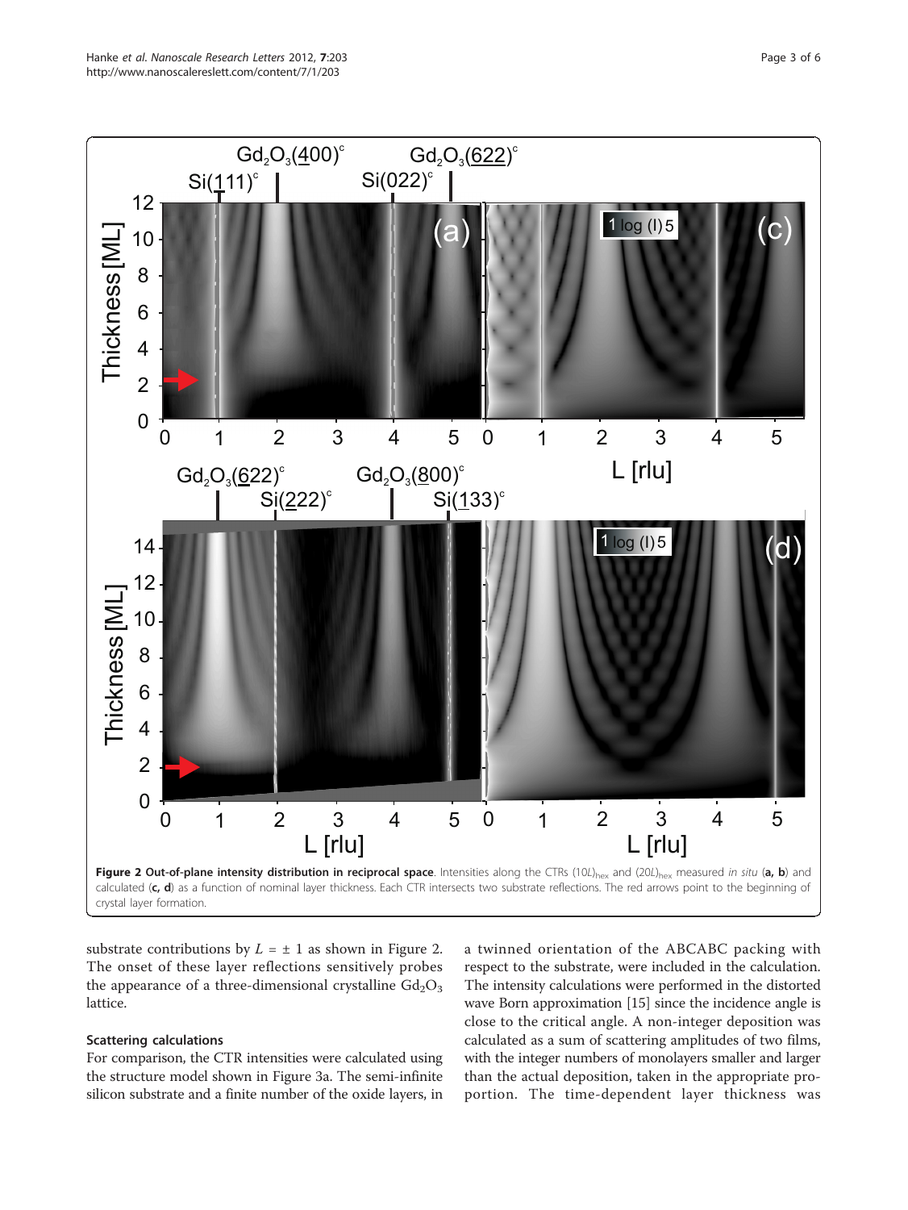**Figure 2 Out-of-plane intensity distribution in reciprocal space**. Intensities along the CTRs $(10L)_{hex}$ and $(20L)_{hex}$ measured *in situ* (**a, b**) and calculated (**c, d**) as a function of nominal layer thickness. Each CTR intersects two substrate reflections. The red arrows point to the beginning of crystal layer formation.

substrate contributions by $L = \pm 1$ as shown in Figure 2. The onset of these layer reflections sensitively probes the appearance of a three-dimensional crystalline $Gd_2O_3$ lattice.

### Scattering calculations

For comparison, the CTR intensities were calculated using the structure model shown in Figure 3a. The semi-infinite silicon substrate and a finite number of the oxide layers, in a twinned orientation of the ABCABC packing with respect to the substrate, were included in the calculation. The intensity calculations were performed in the distorted wave Born approximation [15] since the incidence angle is close to the critical angle. A non-integer deposition was calculated as a sum of scattering amplitudes of two films, with the integer numbers of monolayers smaller and larger than the actual deposition, taken in the appropriate proportion. The time-dependent layer thickness was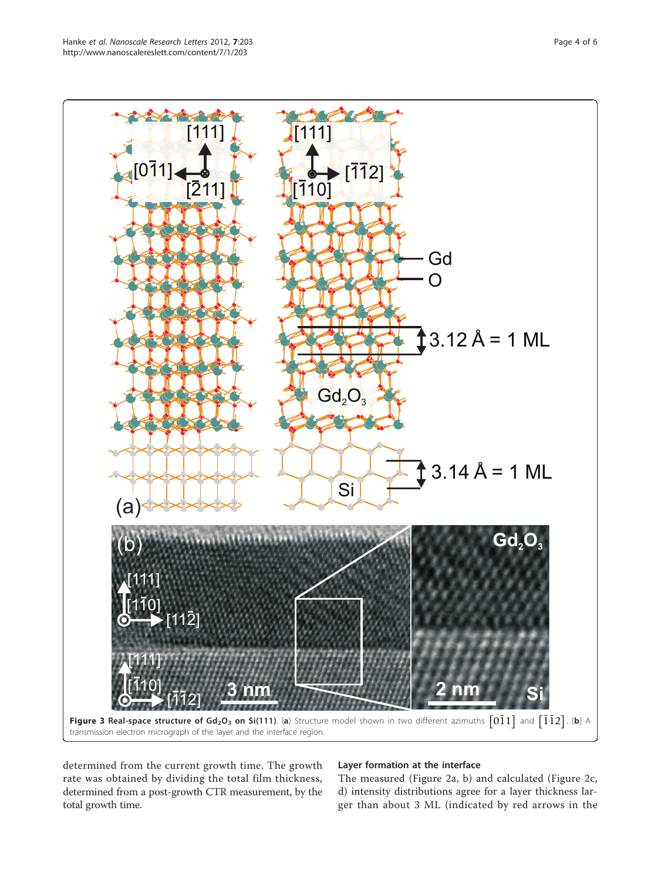**Figure 3 Real-space structure of $Gd_2O_3$ on Si(111).** (**a**) Structure model shown in two different azimuths $[0\bar{1}1]$ and $[\bar{1}\bar{1}2]$. (**b**) A transmission electron micrograph of the layer and the interface region.

determined from the current growth time. The growth rate was obtained by dividing the total film thickness, determined from a post-growth CTR measurement, by the total growth time.

### Layer formation at the interface

The measured (Figure 2a, b) and calculated (Figure 2c, d) intensity distributions agree for a layer thickness larger than about 3 ML (indicated by red arrows in the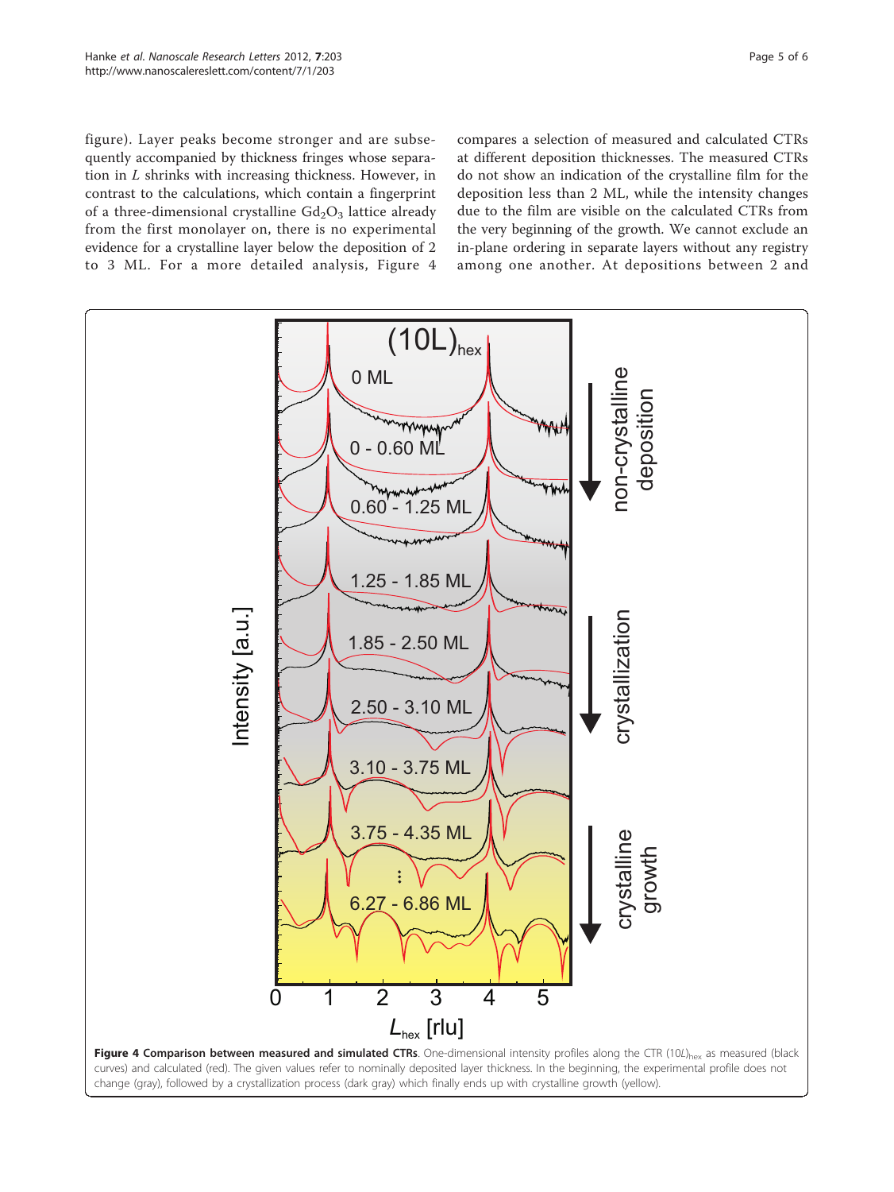figure). Layer peaks become stronger and are subsequently accompanied by thickness fringes whose separation in $L$ shrinks with increasing thickness. However, in contrast to the calculations, which contain a fingerprint of a three-dimensional crystalline $Gd_2O_3$ lattice already from the first monolayer on, there is no experimental evidence for a crystalline layer below the deposition of 2 to 3 ML. For a more detailed analysis, Figure 4 compares a selection of measured and calculated CTRs at different deposition thicknesses. The measured CTRs do not show an indication of the crystalline film for the deposition less than 2 ML, while the intensity changes due to the film are visible on the calculated CTRs from the very beginning of the growth. We cannot exclude an in-plane ordering in separate layers without any registry among one another. At depositions between 2 and

**Figure 4 Comparison between measured and simulated CTRs**. One-dimensional intensity profiles along the CTR $(10L)_{hex}$ as measured (black curves) and calculated (red). The given values refer to nominally deposited layer thickness. In the beginning, the experimental profile does not change (gray), followed by a crystallization process (dark gray) which finally ends up with crystalline growth (yellow).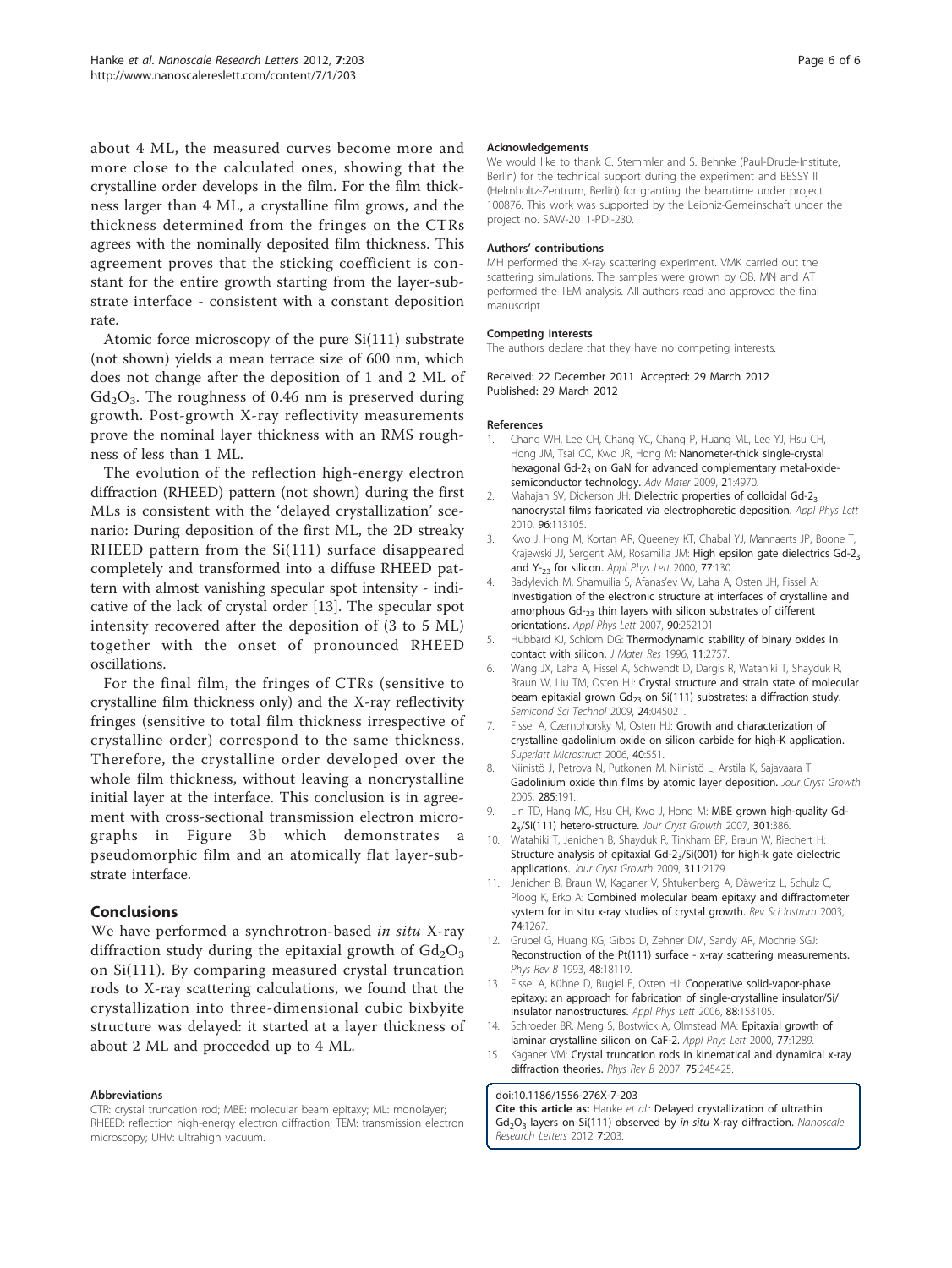about 4 ML, the measured curves become more and more close to the calculated ones, showing that the crystalline order develops in the film. For the film thickness larger than 4 ML, a crystalline film grows, and the thickness determined from the fringes on the CTRs agrees with the nominally deposited film thickness. This agreement proves that the sticking coefficient is constant for the entire growth starting from the layer-substrate interface - consistent with a constant deposition rate.

Atomic force microscopy of the pure Si(111) substrate (not shown) yields a mean terrace size of 600 nm, which does not change after the deposition of 1 and 2 ML of $Gd_2O_3$. The roughness of 0.46 nm is preserved during growth. Post-growth X-ray reflectivity measurements prove the nominal layer thickness with an RMS roughness of less than 1 ML.

The evolution of the reflection high-energy electron diffraction (RHEED) pattern (not shown) during the first MLs is consistent with the 'delayed crystallization' scenario: During deposition of the first ML, the 2D streaky RHEED pattern from the Si(111) surface disappeared completely and transformed into a diffuse RHEED pattern with almost vanishing specular spot intensity - indicative of the lack of crystal order [13]. The specular spot intensity recovered after the deposition of (3 to 5 ML) together with the onset of pronounced RHEED oscillations.

For the final film, the fringes of CTRs (sensitive to crystalline film thickness only) and the X-ray reflectivity fringes (sensitive to total film thickness irrespective of crystalline order) correspond to the same thickness. Therefore, the crystalline order developed over the whole film thickness, without leaving a noncrystalline initial layer at the interface. This conclusion is in agreement with cross-sectional transmission electron micrographs in Figure 3b which demonstrates a pseudomorphic film and an atomically flat layer-substrate interface.

## Conclusions

We have performed a synchrotron-based *in situ* X-ray diffraction study during the epitaxial growth of $Gd_2O_3$ on Si(111). By comparing measured crystal truncation rods to X-ray scattering calculations, we found that the crystallization into three-dimensional cubic bixbyite structure was delayed: it started at a layer thickness of about 2 ML and proceeded up to 4 ML.

#### Abbreviations

CTR: crystal truncation rod; MBE: molecular beam epitaxy; ML: monolayer; RHEED: reflection high-energy electron diffraction; TEM: transmission electron microscopy; UHV: ultrahigh vacuum.

#### Acknowledgements

We would like to thank C. Stemmler and S. Behnke (Paul-Drude-Institute, Berlin) for the technical support during the experiment and BESSY II (Helmholtz-Zentrum, Berlin) for granting the beamtime under project 100876. This work was supported by the Leibniz-Gemeinschaft under the project no. SAW-2011-PDI-230.

#### Authors' contributions

MH performed the X-ray scattering experiment. VMK carried out the scattering simulations. The samples were grown by OB. MN and AT performed the TEM analysis. All authors read and approved the final manuscript.

#### Competing interests

The authors declare that they have no competing interests.

Received: 22 December 2011 Accepted: 29 March 2012
Published: 29 March 2012

#### References

1. Chang WH, Lee CH, Chang YC, Chang P, Huang ML, Lee YJ, Hsu CH, Hong JM, Tsai CC, Kwo JR, Hong M: Nanometer-thick single-crystal hexagonal $Gd_2O_3$ on GaN for advanced complementary metal-oxide-semiconductor technology. *Adv Mater* 2009, **21**:4970.
2. Mahajan SV, Dickerson JH: Dielectric properties of colloidal $Gd_2O_3$ nanocrystal films fabricated via electrophoretic deposition. *Appl Phys Lett* 2010, **96**:113105.
3. Kwo J, Hong M, Kortan AR, Queeney KT, Chabal YJ, Mannaerts JP, Boone T, Krajewski JJ, Sergent AM, Rosamilia JM: High epsilon gate dielectrics $Gd_2O_3$ and $Y_2O_3$ for silicon. *Appl Phys Lett* 2000, **77**:130.
4. Badylevich M, Shamuilia S, Afanas'ev VV, Laha A, Osten JH, Fissel A: Investigation of the electronic structure at interfaces of crystalline and amorphous $Gd_2O_3$ thin layers with silicon substrates of different orientations. *Appl Phys Lett* 2007, **90**:252101.
5. Hubbard KJ, Schlom DG: Thermodynamic stability of binary oxides in contact with silicon. *J Mater Res* 1996, **11**:2757.
6. Wang JX, Laha A, Fissel A, Schwendt D, Dargis R, Watahiki T, Shayduk R, Braun W, Liu TM, Osten HJ: Crystal structure and strain state of molecular beam epitaxial grown $Gd_2O_3$ on Si(111) substrates: a diffraction study. *Semicond Sci Technol* 2009, **24**:045021.
7. Fissel A, Czernohorsky M, Osten HJ: Growth and characterization of crystalline gadolinium oxide on silicon carbide for high-K application. *Superlatt Microstruct* 2006, **40**:551.
8. Niinistö J, Petrova N, Putkonen M, Niinistö L, Arstila K, Sajavaara T: Gadolinium oxide thin films by atomic layer deposition. *Jour Cryst Growth* 2005, **285**:191.
9. Lin TD, Hang MC, Hsu CH, Kwo J, Hong M: MBE grown high-quality $Gd_2O_3$/Si(111) hetero-structure. *Jour Cryst Growth* 2007, **301**:386.
10. Watahiki T, Jenichen B, Shayduk R, Tinkham BP, Braun W, Riechert H: Structure analysis of epitaxial $Gd_2O_3$/Si(001) for high-k gate dielectric applications. *Jour Cryst Growth* 2009, **311**:2179.
11. Jenichen B, Braun W, Kaganer V, Shtukenberg A, Däweritz L, Schulz C, Ploog K, Erko A: Combined molecular beam epitaxy and diffractometer system for in situ x-ray studies of crystal growth. *Rev Sci Instrum* 2003, **74**:1267.
12. Grübel G, Huang KG, Gibbs D, Zehner DM, Sandy AR, Mochrie SGJ: Reconstruction of the Pt(111) surface - x-ray scattering measurements. *Phys Rev B* 1993, **48**:18119.
13. Fissel A, Kühne D, Bugiel E, Osten HJ: Cooperative solid-vapor-phase epitaxy: an approach for fabrication of single-crystalline insulator/Si/insulator nanostructures. *Appl Phys Lett* 2006, **88**:153105.
14. Schroeder BR, Meng S, Bostwick A, Olmstead MA: Epitaxial growth of laminar crystalline silicon on CaF-2. *Appl Phys Lett* 2000, **77**:1289.
15. Kaganer VM: Crystal truncation rods in kinematical and dynamical x-ray diffraction theories. *Phys Rev B* 2007, **75**:245425.

doi:10.1186/1556-276X-7-203
**Cite this article as:** Hanke *et al.*: Delayed crystallization of ultrathin $Gd_2O_3$ layers on Si(111) observed by *in situ* X-ray diffraction. *Nanoscale Research Letters* 2012 **7**:203.